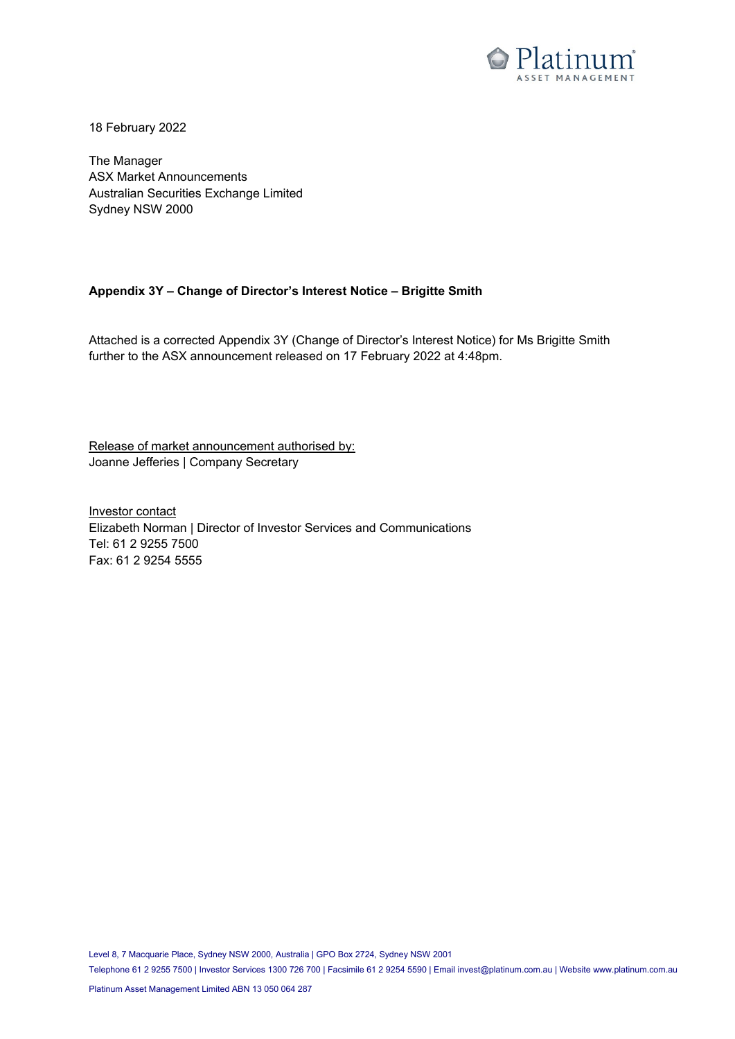18 February 2022

The Manager
ASX Market Announcements
Australian Securities Exchange Limited
Sydney NSW 2000

**Appendix 3Y – Change of Director's Interest Notice – Brigitte Smith**

Attached is a corrected Appendix 3Y (Change of Director's Interest Notice) for Ms Brigitte Smith further to the ASX announcement released on 17 February 2022 at 4:48pm.

Release of market announcement authorised by:
Joanne Jefferies | Company Secretary

Investor contact
Elizabeth Norman | Director of Investor Services and Communications
Tel: 61 2 9255 7500
Fax: 61 2 9254 5555

Level 8, 7 Macquarie Place, Sydney NSW 2000, Australia | GPO Box 2724, Sydney NSW 2001
Telephone 61 2 9255 7500 | Investor Services 1300 726 700 | Facsimile 61 2 9254 5590 | Email invest@platinum.com.au | Website www.platinum.com.au
Platinum Asset Management Limited ABN 13 050 064 287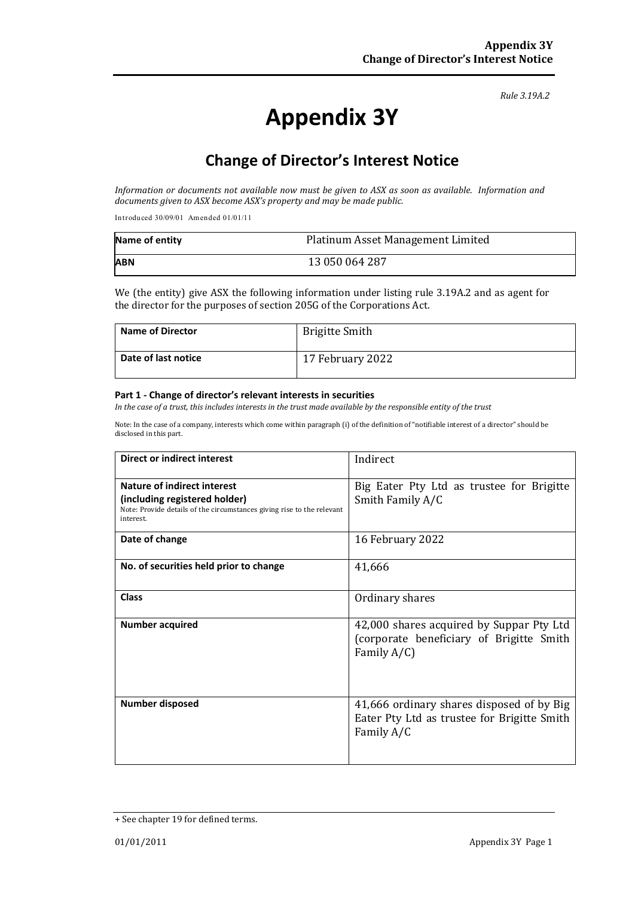*Rule 3.19A.2*

# Appendix 3Y

## Change of Director's Interest Notice

*Information or documents not available now must be given to ASX as soon as available. Information and documents given to ASX become ASX's property and may be made public.*

Introduced 30/09/01 Amended 01/01/11

| | |
|---|---|
| **Name of entity** | Platinum Asset Management Limited |
| **ABN** | 13 050 064 287 |

We (the entity) give ASX the following information under listing rule 3.19A.2 and as agent for the director for the purposes of section 205G of the Corporations Act.

| | |
|---|---|
| **Name of Director** | Brigitte Smith |
| **Date of last notice** | 17 February 2022 |

#### Part 1 - Change of director's relevant interests in securities

*In the case of a trust, this includes interests in the trust made available by the responsible entity of the trust*

Note: In the case of a company, interests which come within paragraph (i) of the definition of "notifiable interest of a director" should be disclosed in this part.

| | |
|---|---|
| **Direct or indirect interest** | Indirect |
| **Nature of indirect interest (including registered holder)** Note: Provide details of the circumstances giving rise to the relevant interest. | Big Eater Pty Ltd as trustee for Brigitte Smith Family A/C |
| **Date of change** | 16 February 2022 |
| **No. of securities held prior to change** | 41,666 |
| **Class** | Ordinary shares |
| **Number acquired** | 42,000 shares acquired by Suppar Pty Ltd (corporate beneficiary of Brigitte Smith Family A/C) |
| **Number disposed** | 41,666 ordinary shares disposed of by Big Eater Pty Ltd as trustee for Brigitte Smith Family A/C |

+ See chapter 19 for defined terms.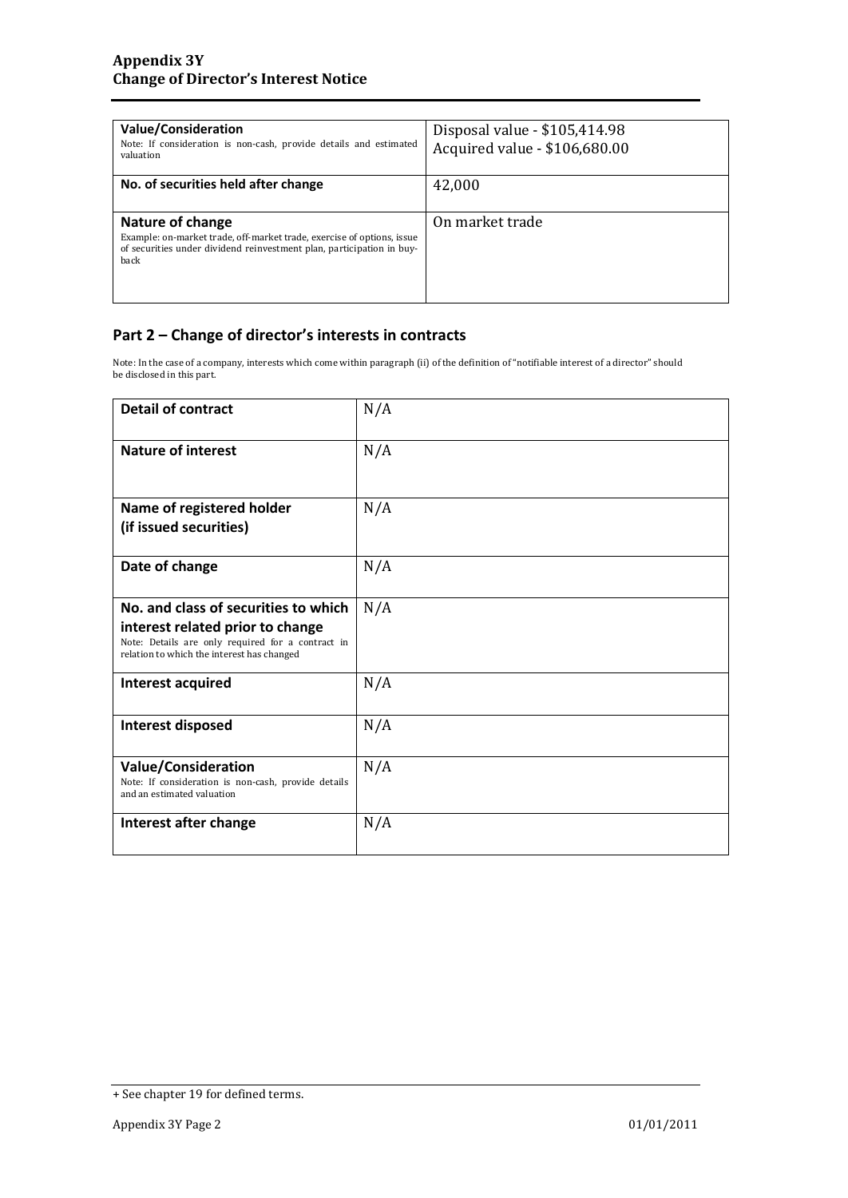| | |
|---|---|
| **Value/Consideration**<br>Note: If consideration is non-cash, provide details and estimated valuation | Disposal value - $105,414.98<br>Acquired value - $106,680.00 |
| **No. of securities held after change** | 42,000 |
| **Nature of change**<br>Example: on-market trade, off-market trade, exercise of options, issue of securities under dividend reinvestment plan, participation in buy-back | On market trade |

## Part 2 – Change of director's interests in contracts

Note: In the case of a company, interests which come within paragraph (ii) of the definition of "notifiable interest of a director" should be disclosed in this part.

| | |
|---|---|
| **Detail of contract** | N/A |
| **Nature of interest** | N/A |
| **Name of registered holder (if issued securities)** | N/A |
| **Date of change** | N/A |
| **No. and class of securities to which interest related prior to change**<br>Note: Details are only required for a contract in relation to which the interest has changed | N/A |
| **Interest acquired** | N/A |
| **Interest disposed** | N/A |
| **Value/Consideration**<br>Note: If consideration is non-cash, provide details and an estimated valuation | N/A |
| **Interest after change** | N/A |

+ See chapter 19 for defined terms.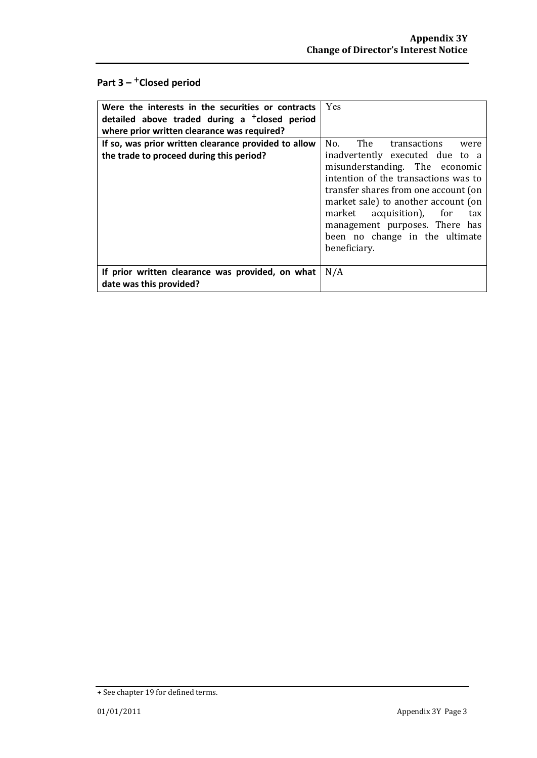## Part 3 – +Closed period

| | |
|---|---|
| **Were the interests in the securities or contracts detailed above traded during a +closed period where prior written clearance was required?** | Yes |
| **If so, was prior written clearance provided to allow the trade to proceed during this period?** | No. The transactions were inadvertently executed due to a misunderstanding. The economic intention of the transactions was to transfer shares from one account (on market sale) to another account (on market acquisition), for tax management purposes. There has been no change in the ultimate beneficiary. |
| **If prior written clearance was provided, on what date was this provided?** | N/A |

+ See chapter 19 for defined terms.